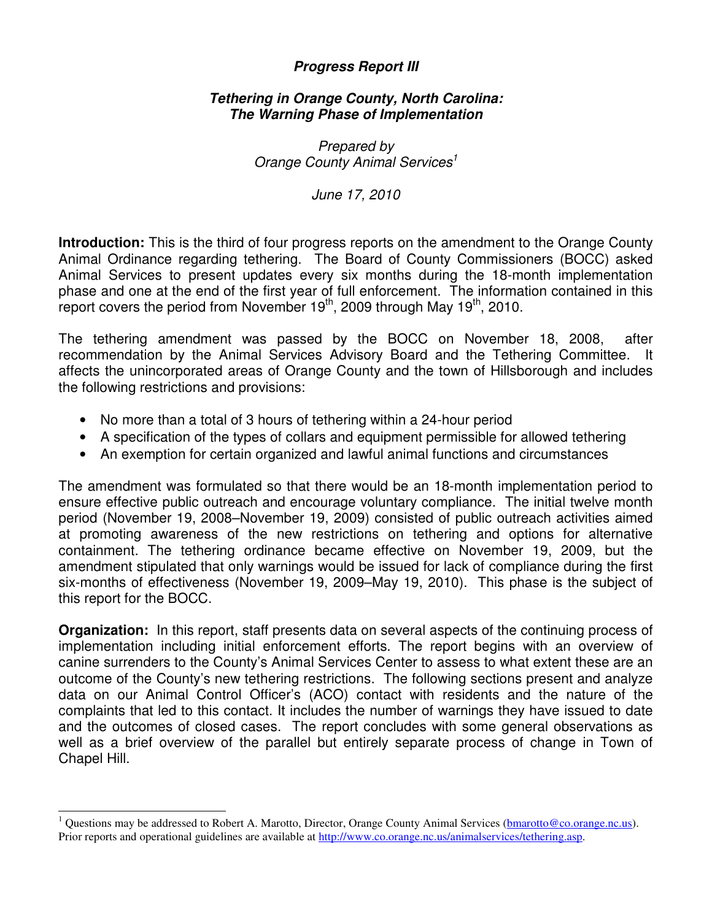***Progress Report III***

***Tethering in Orange County, North Carolina: The Warning Phase of Implementation***

*Prepared by*
*Orange County Animal Services*[1]

*June 17, 2010*

**Introduction:** This is the third of four progress reports on the amendment to the Orange County Animal Ordinance regarding tethering. The Board of County Commissioners (BOCC) asked Animal Services to present updates every six months during the 18-month implementation phase and one at the end of the first year of full enforcement. The information contained in this report covers the period from November 19th, 2009 through May 19th, 2010.

The tethering amendment was passed by the BOCC on November 18, 2008, after recommendation by the Animal Services Advisory Board and the Tethering Committee. It affects the unincorporated areas of Orange County and the town of Hillsborough and includes the following restrictions and provisions:

- No more than a total of 3 hours of tethering within a 24-hour period
- A specification of the types of collars and equipment permissible for allowed tethering
- An exemption for certain organized and lawful animal functions and circumstances

The amendment was formulated so that there would be an 18-month implementation period to ensure effective public outreach and encourage voluntary compliance. The initial twelve month period (November 19, 2008–November 19, 2009) consisted of public outreach activities aimed at promoting awareness of the new restrictions on tethering and options for alternative containment. The tethering ordinance became effective on November 19, 2009, but the amendment stipulated that only warnings would be issued for lack of compliance during the first six-months of effectiveness (November 19, 2009–May 19, 2010). This phase is the subject of this report for the BOCC.

**Organization:** In this report, staff presents data on several aspects of the continuing process of implementation including initial enforcement efforts. The report begins with an overview of canine surrenders to the County's Animal Services Center to assess to what extent these are an outcome of the County's new tethering restrictions. The following sections present and analyze data on our Animal Control Officer's (ACO) contact with residents and the nature of the complaints that led to this contact. It includes the number of warnings they have issued to date and the outcomes of closed cases. The report concludes with some general observations as well as a brief overview of the parallel but entirely separate process of change in Town of Chapel Hill.

---

[1] Questions may be addressed to Robert A. Marotto, Director, Orange County Animal Services (bmarotto@co.orange.nc.us). Prior reports and operational guidelines are available at http://www.co.orange.nc.us/animalservices/tethering.asp.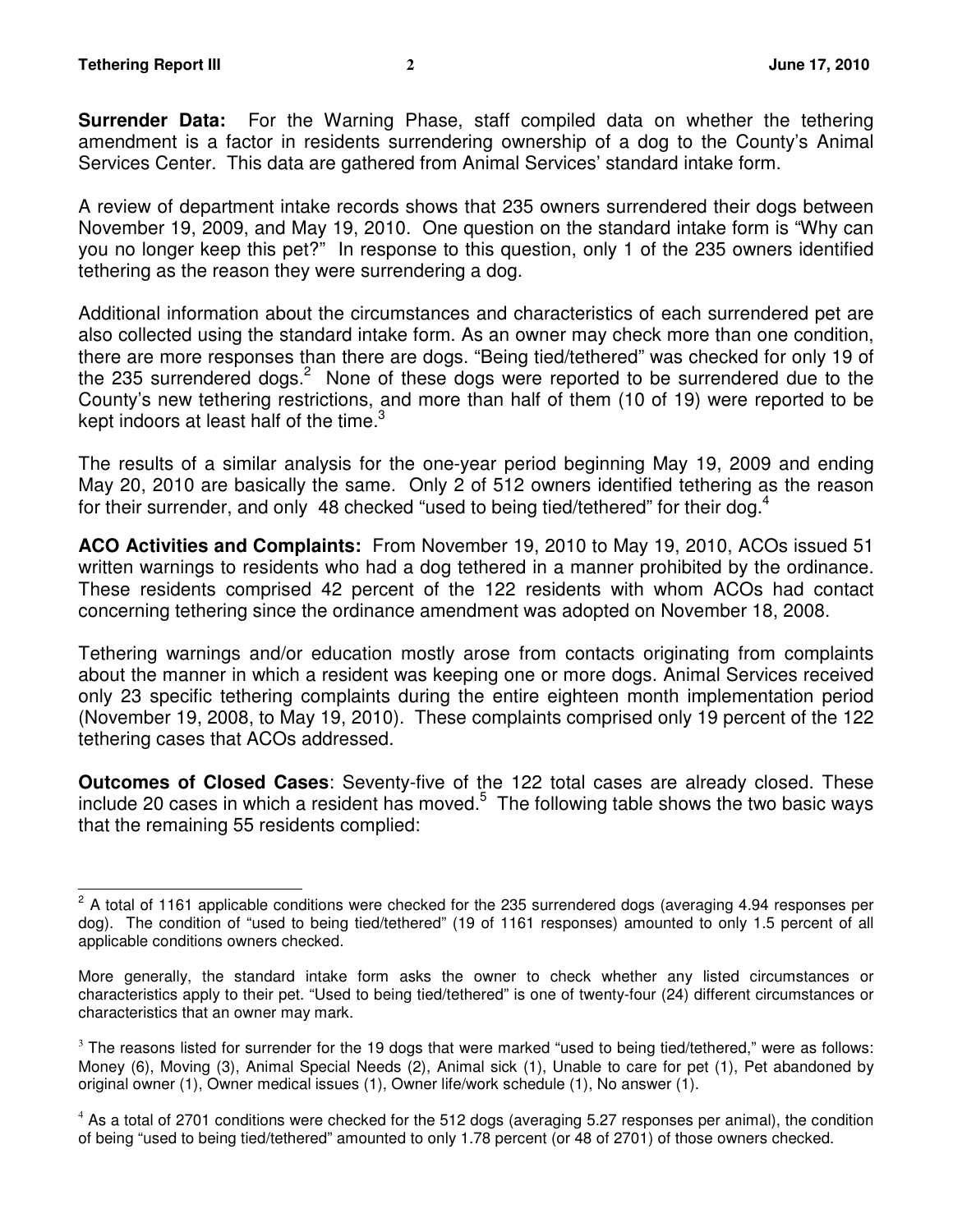**Surrender Data:** For the Warning Phase, staff compiled data on whether the tethering amendment is a factor in residents surrendering ownership of a dog to the County's Animal Services Center. This data are gathered from Animal Services' standard intake form.

A review of department intake records shows that 235 owners surrendered their dogs between November 19, 2009, and May 19, 2010. One question on the standard intake form is "Why can you no longer keep this pet?" In response to this question, only 1 of the 235 owners identified tethering as the reason they were surrendering a dog.

Additional information about the circumstances and characteristics of each surrendered pet are also collected using the standard intake form. As an owner may check more than one condition, there are more responses than there are dogs. "Being tied/tethered" was checked for only 19 of the 235 surrendered dogs.[2] None of these dogs were reported to be surrendered due to the County's new tethering restrictions, and more than half of them (10 of 19) were reported to be kept indoors at least half of the time.[3]

The results of a similar analysis for the one-year period beginning May 19, 2009 and ending May 20, 2010 are basically the same. Only 2 of 512 owners identified tethering as the reason for their surrender, and only 48 checked "used to being tied/tethered" for their dog.[4]

**ACO Activities and Complaints:** From November 19, 2010 to May 19, 2010, ACOs issued 51 written warnings to residents who had a dog tethered in a manner prohibited by the ordinance. These residents comprised 42 percent of the 122 residents with whom ACOs had contact concerning tethering since the ordinance amendment was adopted on November 18, 2008.

Tethering warnings and/or education mostly arose from contacts originating from complaints about the manner in which a resident was keeping one or more dogs. Animal Services received only 23 specific tethering complaints during the entire eighteen month implementation period (November 19, 2008, to May 19, 2010). These complaints comprised only 19 percent of the 122 tethering cases that ACOs addressed.

**Outcomes of Closed Cases**: Seventy-five of the 122 total cases are already closed. These include 20 cases in which a resident has moved.[5] The following table shows the two basic ways that the remaining 55 residents complied:

---

[2] A total of 1161 applicable conditions were checked for the 235 surrendered dogs (averaging 4.94 responses per dog). The condition of "used to being tied/tethered" (19 of 1161 responses) amounted to only 1.5 percent of all applicable conditions owners checked.

More generally, the standard intake form asks the owner to check whether any listed circumstances or characteristics apply to their pet. "Used to being tied/tethered" is one of twenty-four (24) different circumstances or characteristics that an owner may mark.

[3] The reasons listed for surrender for the 19 dogs that were marked "used to being tied/tethered," were as follows: Money (6), Moving (3), Animal Special Needs (2), Animal sick (1), Unable to care for pet (1), Pet abandoned by original owner (1), Owner medical issues (1), Owner life/work schedule (1), No answer (1).

[4] As a total of 2701 conditions were checked for the 512 dogs (averaging 5.27 responses per animal), the condition of being "used to being tied/tethered" amounted to only 1.78 percent (or 48 of 2701) of those owners checked.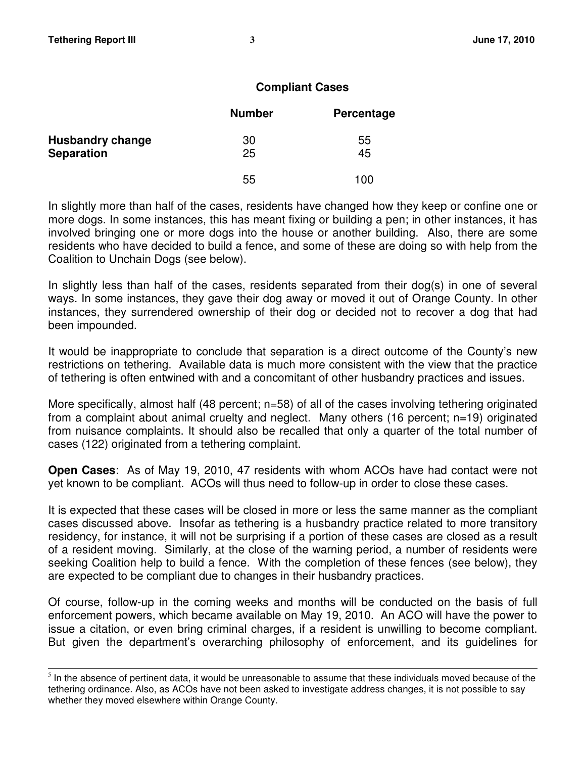**Compliant Cases**

| | Number | Percentage |
|---|---|---|
| **Husbandry change** | 30 | 55 |
| **Separation** | 25 | 45 |
| | 55 | 100 |

In slightly more than half of the cases, residents have changed how they keep or confine one or more dogs. In some instances, this has meant fixing or building a pen; in other instances, it has involved bringing one or more dogs into the house or another building. Also, there are some residents who have decided to build a fence, and some of these are doing so with help from the Coalition to Unchain Dogs (see below).

In slightly less than half of the cases, residents separated from their dog(s) in one of several ways. In some instances, they gave their dog away or moved it out of Orange County. In other instances, they surrendered ownership of their dog or decided not to recover a dog that had been impounded.

It would be inappropriate to conclude that separation is a direct outcome of the County's new restrictions on tethering. Available data is much more consistent with the view that the practice of tethering is often entwined with and a concomitant of other husbandry practices and issues.

More specifically, almost half (48 percent; n=58) of all of the cases involving tethering originated from a complaint about animal cruelty and neglect. Many others (16 percent; n=19) originated from nuisance complaints. It should also be recalled that only a quarter of the total number of cases (122) originated from a tethering complaint.

**Open Cases**: As of May 19, 2010, 47 residents with whom ACOs have had contact were not yet known to be compliant. ACOs will thus need to follow-up in order to close these cases.

It is expected that these cases will be closed in more or less the same manner as the compliant cases discussed above. Insofar as tethering is a husbandry practice related to more transitory residency, for instance, it will not be surprising if a portion of these cases are closed as a result of a resident moving. Similarly, at the close of the warning period, a number of residents were seeking Coalition help to build a fence. With the completion of these fences (see below), they are expected to be compliant due to changes in their husbandry practices.

Of course, follow-up in the coming weeks and months will be conducted on the basis of full enforcement powers, which became available on May 19, 2010. An ACO will have the power to issue a citation, or even bring criminal charges, if a resident is unwilling to become compliant. But given the department's overarching philosophy of enforcement, and its guidelines for

[5] In the absence of pertinent data, it would be unreasonable to assume that these individuals moved because of the tethering ordinance. Also, as ACOs have not been asked to investigate address changes, it is not possible to say whether they moved elsewhere within Orange County.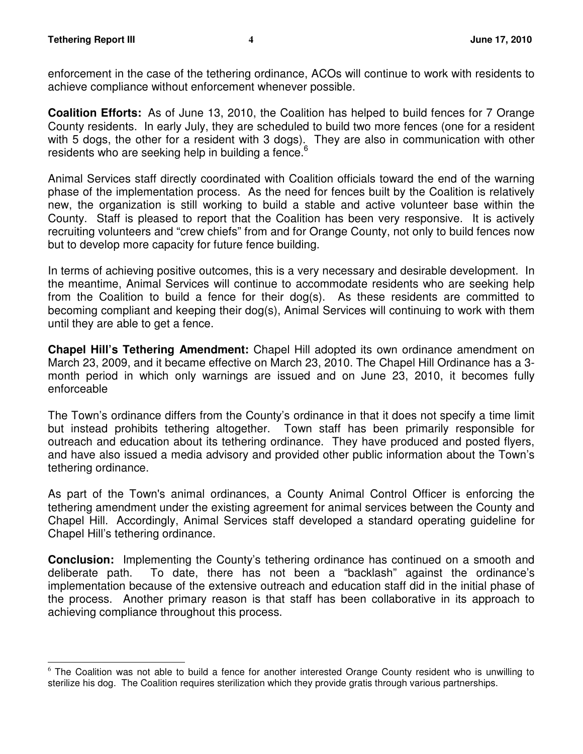enforcement in the case of the tethering ordinance, ACOs will continue to work with residents to achieve compliance without enforcement whenever possible.

**Coalition Efforts:** As of June 13, 2010, the Coalition has helped to build fences for 7 Orange County residents. In early July, they are scheduled to build two more fences (one for a resident with 5 dogs, the other for a resident with 3 dogs). They are also in communication with other residents who are seeking help in building a fence.[6]

Animal Services staff directly coordinated with Coalition officials toward the end of the warning phase of the implementation process. As the need for fences built by the Coalition is relatively new, the organization is still working to build a stable and active volunteer base within the County. Staff is pleased to report that the Coalition has been very responsive. It is actively recruiting volunteers and "crew chiefs" from and for Orange County, not only to build fences now but to develop more capacity for future fence building.

In terms of achieving positive outcomes, this is a very necessary and desirable development. In the meantime, Animal Services will continue to accommodate residents who are seeking help from the Coalition to build a fence for their dog(s). As these residents are committed to becoming compliant and keeping their dog(s), Animal Services will continuing to work with them until they are able to get a fence.

**Chapel Hill's Tethering Amendment:** Chapel Hill adopted its own ordinance amendment on March 23, 2009, and it became effective on March 23, 2010. The Chapel Hill Ordinance has a 3-month period in which only warnings are issued and on June 23, 2010, it becomes fully enforceable

The Town's ordinance differs from the County's ordinance in that it does not specify a time limit but instead prohibits tethering altogether. Town staff has been primarily responsible for outreach and education about its tethering ordinance. They have produced and posted flyers, and have also issued a media advisory and provided other public information about the Town's tethering ordinance.

As part of the Town's animal ordinances, a County Animal Control Officer is enforcing the tethering amendment under the existing agreement for animal services between the County and Chapel Hill. Accordingly, Animal Services staff developed a standard operating guideline for Chapel Hill's tethering ordinance.

**Conclusion:** Implementing the County's tethering ordinance has continued on a smooth and deliberate path. To date, there has not been a "backlash" against the ordinance's implementation because of the extensive outreach and education staff did in the initial phase of the process. Another primary reason is that staff has been collaborative in its approach to achieving compliance throughout this process.

---

[6] The Coalition was not able to build a fence for another interested Orange County resident who is unwilling to sterilize his dog. The Coalition requires sterilization which they provide gratis through various partnerships.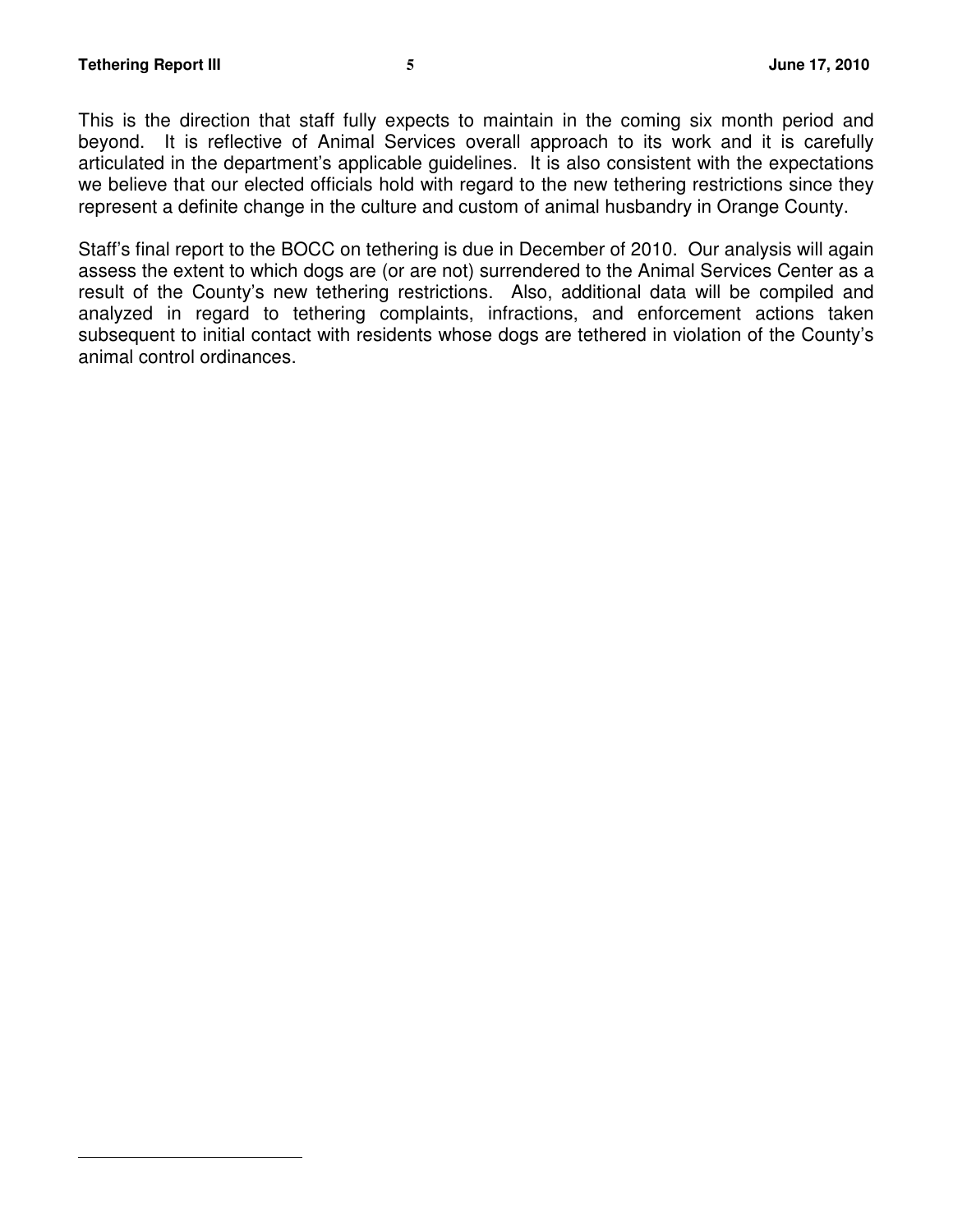This is the direction that staff fully expects to maintain in the coming six month period and beyond. It is reflective of Animal Services overall approach to its work and it is carefully articulated in the department's applicable guidelines. It is also consistent with the expectations we believe that our elected officials hold with regard to the new tethering restrictions since they represent a definite change in the culture and custom of animal husbandry in Orange County.

Staff's final report to the BOCC on tethering is due in December of 2010. Our analysis will again assess the extent to which dogs are (or are not) surrendered to the Animal Services Center as a result of the County's new tethering restrictions. Also, additional data will be compiled and analyzed in regard to tethering complaints, infractions, and enforcement actions taken subsequent to initial contact with residents whose dogs are tethered in violation of the County's animal control ordinances.